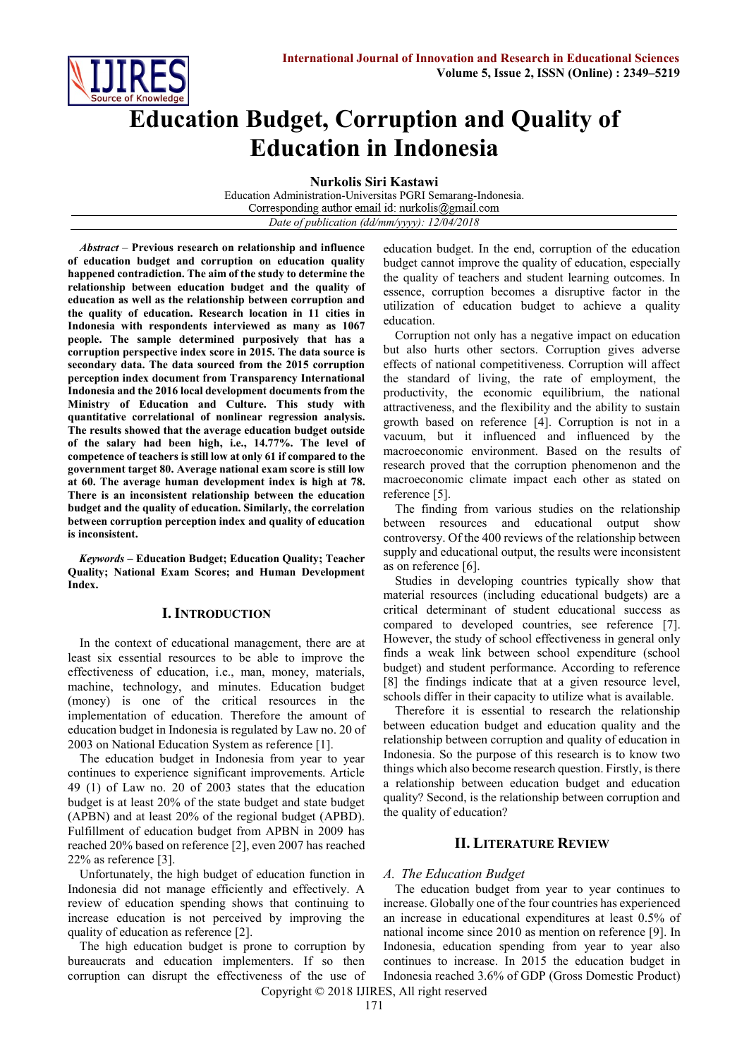# Education Budget, Corruption and Quality of Education in Indonesia

**Nurkolis Siri Kastawi**

Education Administration-Universitas PGRI Semarang-Indonesia.
Corresponding author email id: nurkolis@gmail.com

*Date of publication (dd/mm/yyyy): 12/04/2018*

***Abstract*** – **Previous research on relationship and influence of education budget and corruption on education quality happened contradiction. The aim of the study to determine the relationship between education budget and the quality of education as well as the relationship between corruption and the quality of education. Research location in 11 cities in Indonesia with respondents interviewed as many as 1067 people. The sample determined purposively that has a corruption perspective index score in 2015. The data source is secondary data. The data sourced from the 2015 corruption perception index document from Transparency International Indonesia and the 2016 local development documents from the Ministry of Education and Culture. This study with quantitative correlational of nonlinear regression analysis. The results showed that the average education budget outside of the salary had been high, i.e., 14.77%. The level of competence of teachers is still low at only 61 if compared to the government target 80. Average national exam score is still low at 60. The average human development index is high at 78. There is an inconsistent relationship between the education budget and the quality of education. Similarly, the correlation between corruption perception index and quality of education is inconsistent.**

***Keywords*** **– Education Budget; Education Quality; Teacher Quality; National Exam Scores; and Human Development Index.**

## I. Introduction

In the context of educational management, there are at least six essential resources to be able to improve the effectiveness of education, i.e., man, money, materials, machine, technology, and minutes. Education budget (money) is one of the critical resources in the implementation of education. Therefore the amount of education budget in Indonesia is regulated by Law no. 20 of 2003 on National Education System as reference [1].

The education budget in Indonesia from year to year continues to experience significant improvements. Article 49 (1) of Law no. 20 of 2003 states that the education budget is at least 20% of the state budget and state budget (APBN) and at least 20% of the regional budget (APBD). Fulfillment of education budget from APBN in 2009 has reached 20% based on reference [2], even 2007 has reached 22% as reference [3].

Unfortunately, the high budget of education function in Indonesia did not manage efficiently and effectively. A review of education spending shows that continuing to increase education is not perceived by improving the quality of education as reference [2].

The high education budget is prone to corruption by bureaucrats and education implementers. If so then corruption can disrupt the effectiveness of the use of education budget. In the end, corruption of the education budget cannot improve the quality of education, especially the quality of teachers and student learning outcomes. In essence, corruption becomes a disruptive factor in the utilization of education budget to achieve a quality education.

Corruption not only has a negative impact on education but also hurts other sectors. Corruption gives adverse effects of national competitiveness. Corruption will affect the standard of living, the rate of employment, the productivity, the economic equilibrium, the national attractiveness, and the flexibility and the ability to sustain growth based on reference [4]. Corruption is not in a vacuum, but it influenced and influenced by the macroeconomic environment. Based on the results of research proved that the corruption phenomenon and the macroeconomic climate impact each other as stated on reference [5].

The finding from various studies on the relationship between resources and educational output show controversy. Of the 400 reviews of the relationship between supply and educational output, the results were inconsistent as on reference [6].

Studies in developing countries typically show that material resources (including educational budgets) are a critical determinant of student educational success as compared to developed countries, see reference [7]. However, the study of school effectiveness in general only finds a weak link between school expenditure (school budget) and student performance. According to reference [8] the findings indicate that at a given resource level, schools differ in their capacity to utilize what is available.

Therefore it is essential to research the relationship between education budget and education quality and the relationship between corruption and quality of education in Indonesia. So the purpose of this research is to know two things which also become research question. Firstly, is there a relationship between education budget and education quality? Second, is the relationship between corruption and the quality of education?

## II. Literature Review

### *A. The Education Budget*

The education budget from year to year continues to increase. Globally one of the four countries has experienced an increase in educational expenditures at least 0.5% of national income since 2010 as mention on reference [9]. In Indonesia, education spending from year to year also continues to increase. In 2015 the education budget in Indonesia reached 3.6% of GDP (Gross Domestic Product)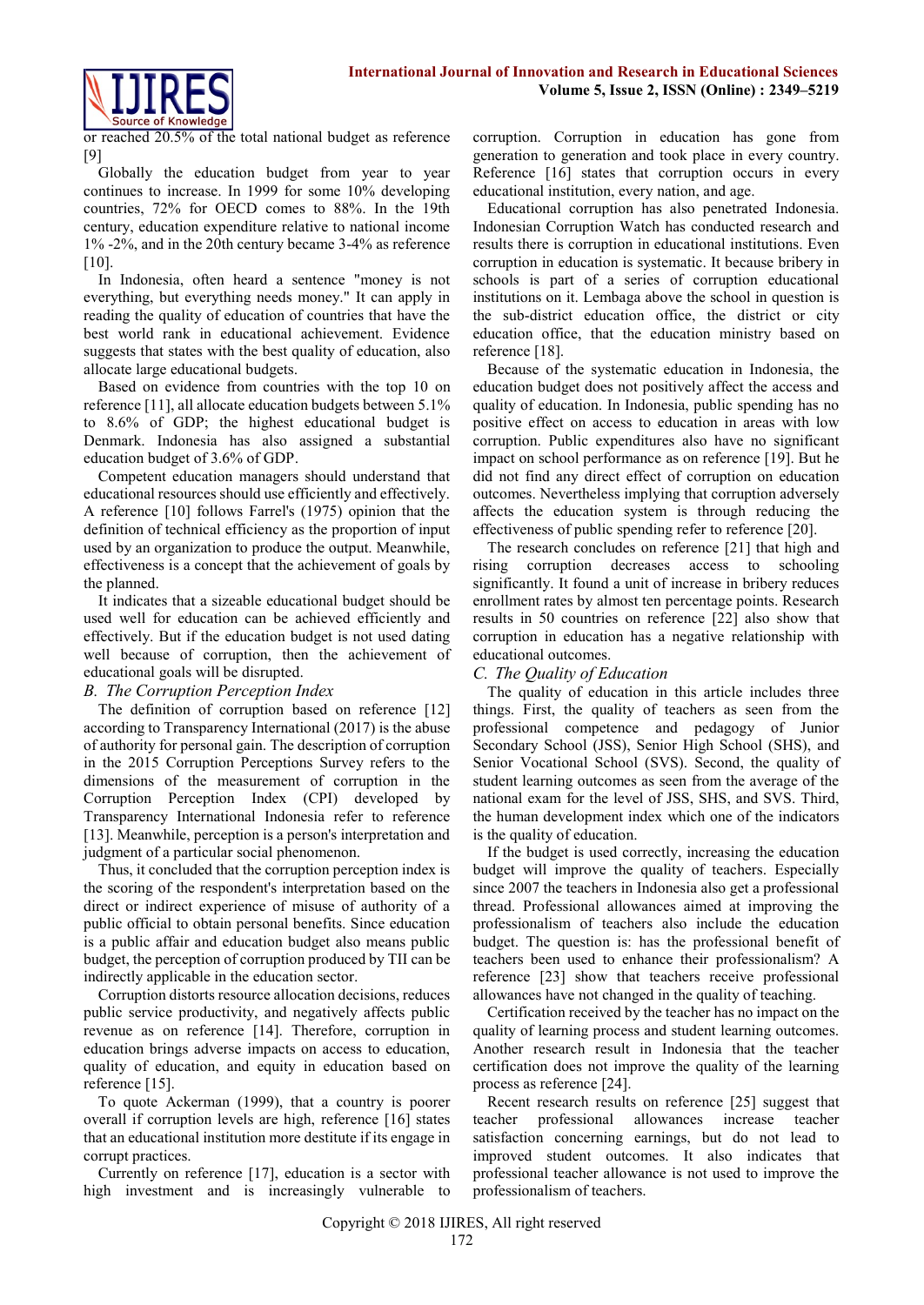or reached 20.5% of the total national budget as reference [9]

Globally the education budget from year to year continues to increase. In 1999 for some 10% developing countries, 72% for OECD comes to 88%. In the 19th century, education expenditure relative to national income 1% -2%, and in the 20th century became 3-4% as reference [10].

In Indonesia, often heard a sentence "money is not everything, but everything needs money." It can apply in reading the quality of education of countries that have the best world rank in educational achievement. Evidence suggests that states with the best quality of education, also allocate large educational budgets.

Based on evidence from countries with the top 10 on reference [11], all allocate education budgets between 5.1% to 8.6% of GDP; the highest educational budget is Denmark. Indonesia has also assigned a substantial education budget of 3.6% of GDP.

Competent education managers should understand that educational resources should use efficiently and effectively. A reference [10] follows Farrel's (1975) opinion that the definition of technical efficiency as the proportion of input used by an organization to produce the output. Meanwhile, effectiveness is a concept that the achievement of goals by the planned.

It indicates that a sizeable educational budget should be used well for education can be achieved efficiently and effectively. But if the education budget is not used dating well because of corruption, then the achievement of educational goals will be disrupted.

### *B. The Corruption Perception Index*

The definition of corruption based on reference [12] according to Transparency International (2017) is the abuse of authority for personal gain. The description of corruption in the 2015 Corruption Perceptions Survey refers to the dimensions of the measurement of corruption in the Corruption Perception Index (CPI) developed by Transparency International Indonesia refer to reference [13]. Meanwhile, perception is a person's interpretation and judgment of a particular social phenomenon.

Thus, it concluded that the corruption perception index is the scoring of the respondent's interpretation based on the direct or indirect experience of misuse of authority of a public official to obtain personal benefits. Since education is a public affair and education budget also means public budget, the perception of corruption produced by TII can be indirectly applicable in the education sector.

Corruption distorts resource allocation decisions, reduces public service productivity, and negatively affects public revenue as on reference [14]. Therefore, corruption in education brings adverse impacts on access to education, quality of education, and equity in education based on reference [15].

To quote Ackerman (1999), that a country is poorer overall if corruption levels are high, reference [16] states that an educational institution more destitute if its engage in corrupt practices.

Currently on reference [17], education is a sector with high investment and is increasingly vulnerable to corruption. Corruption in education has gone from generation to generation and took place in every country. Reference [16] states that corruption occurs in every educational institution, every nation, and age.

Educational corruption has also penetrated Indonesia. Indonesian Corruption Watch has conducted research and results there is corruption in educational institutions. Even corruption in education is systematic. It because bribery in schools is part of a series of corruption educational institutions on it. Lembaga above the school in question is the sub-district education office, the district or city education office, that the education ministry based on reference [18].

Because of the systematic education in Indonesia, the education budget does not positively affect the access and quality of education. In Indonesia, public spending has no positive effect on access to education in areas with low corruption. Public expenditures also have no significant impact on school performance as on reference [19]. But he did not find any direct effect of corruption on education outcomes. Nevertheless implying that corruption adversely affects the education system is through reducing the effectiveness of public spending refer to reference [20].

The research concludes on reference [21] that high and rising corruption decreases access to schooling significantly. It found a unit of increase in bribery reduces enrollment rates by almost ten percentage points. Research results in 50 countries on reference [22] also show that corruption in education has a negative relationship with educational outcomes.

### *C. The Quality of Education*

The quality of education in this article includes three things. First, the quality of teachers as seen from the professional competence and pedagogy of Junior Secondary School (JSS), Senior High School (SHS), and Senior Vocational School (SVS). Second, the quality of student learning outcomes as seen from the average of the national exam for the level of JSS, SHS, and SVS. Third, the human development index which one of the indicators is the quality of education.

If the budget is used correctly, increasing the education budget will improve the quality of teachers. Especially since 2007 the teachers in Indonesia also get a professional thread. Professional allowances aimed at improving the professionalism of teachers also include the education budget. The question is: has the professional benefit of teachers been used to enhance their professionalism? A reference [23] show that teachers receive professional allowances have not changed in the quality of teaching.

Certification received by the teacher has no impact on the quality of learning process and student learning outcomes. Another research result in Indonesia that the teacher certification does not improve the quality of the learning process as reference [24].

Recent research results on reference [25] suggest that teacher professional allowances increase teacher satisfaction concerning earnings, but do not lead to improved student outcomes. It also indicates that professional teacher allowance is not used to improve the professionalism of teachers.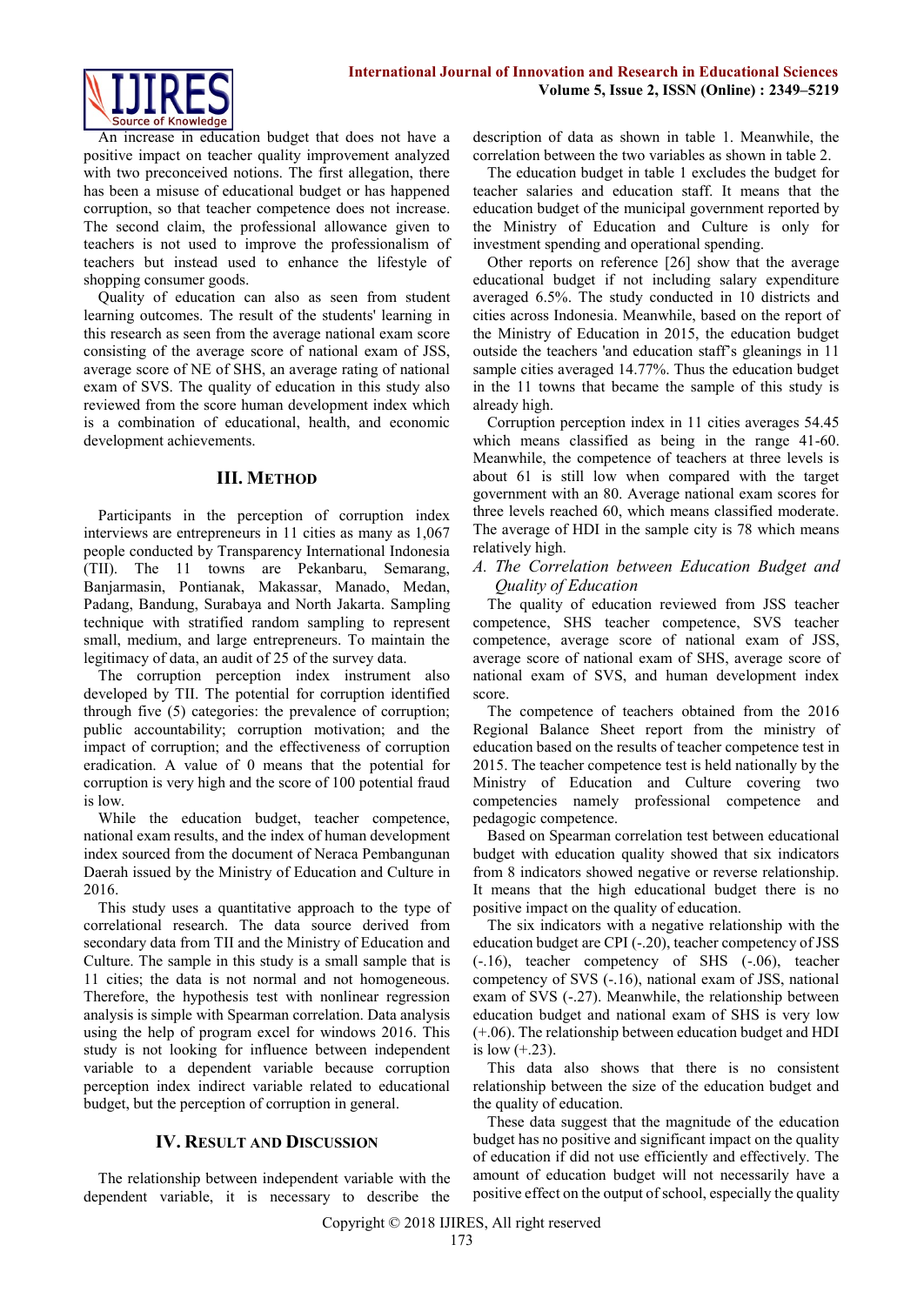An increase in education budget that does not have a positive impact on teacher quality improvement analyzed with two preconceived notions. The first allegation, there has been a misuse of educational budget or has happened corruption, so that teacher competence does not increase. The second claim, the professional allowance given to teachers is not used to improve the professionalism of teachers but instead used to enhance the lifestyle of shopping consumer goods.

Quality of education can also as seen from student learning outcomes. The result of the students' learning in this research as seen from the average national exam score consisting of the average score of national exam of JSS, average score of NE of SHS, an average rating of national exam of SVS. The quality of education in this study also reviewed from the score human development index which is a combination of educational, health, and economic development achievements.

## III. Method

Participants in the perception of corruption index interviews are entrepreneurs in 11 cities as many as 1,067 people conducted by Transparency International Indonesia (TII). The 11 towns are Pekanbaru, Semarang, Banjarmasin, Pontianak, Makassar, Manado, Medan, Padang, Bandung, Surabaya and North Jakarta. Sampling technique with stratified random sampling to represent small, medium, and large entrepreneurs. To maintain the legitimacy of data, an audit of 25 of the survey data.

The corruption perception index instrument also developed by TII. The potential for corruption identified through five (5) categories: the prevalence of corruption; public accountability; corruption motivation; and the impact of corruption; and the effectiveness of corruption eradication. A value of 0 means that the potential for corruption is very high and the score of 100 potential fraud is low.

While the education budget, teacher competence, national exam results, and the index of human development index sourced from the document of Neraca Pembangunan Daerah issued by the Ministry of Education and Culture in 2016.

This study uses a quantitative approach to the type of correlational research. The data source derived from secondary data from TII and the Ministry of Education and Culture. The sample in this study is a small sample that is 11 cities; the data is not normal and not homogeneous. Therefore, the hypothesis test with nonlinear regression analysis is simple with Spearman correlation. Data analysis using the help of program excel for windows 2016. This study is not looking for influence between independent variable to a dependent variable because corruption perception index indirect variable related to educational budget, but the perception of corruption in general.

## IV. Result and Discussion

The relationship between independent variable with the dependent variable, it is necessary to describe the description of data as shown in table 1. Meanwhile, the correlation between the two variables as shown in table 2.

The education budget in table 1 excludes the budget for teacher salaries and education staff. It means that the education budget of the municipal government reported by the Ministry of Education and Culture is only for investment spending and operational spending.

Other reports on reference [26] show that the average educational budget if not including salary expenditure averaged 6.5%. The study conducted in 10 districts and cities across Indonesia. Meanwhile, based on the report of the Ministry of Education in 2015, the education budget outside the teachers 'and education staff's gleanings in 11 sample cities averaged 14.77%. Thus the education budget in the 11 towns that became the sample of this study is already high.

Corruption perception index in 11 cities averages 54.45 which means classified as being in the range 41-60. Meanwhile, the competence of teachers at three levels is about 61 is still low when compared with the target government with an 80. Average national exam scores for three levels reached 60, which means classified moderate. The average of HDI in the sample city is 78 which means relatively high.

### *A. The Correlation between Education Budget and Quality of Education*

The quality of education reviewed from JSS teacher competence, SHS teacher competence, SVS teacher competence, average score of national exam of JSS, average score of national exam of SHS, average score of national exam of SVS, and human development index score.

The competence of teachers obtained from the 2016 Regional Balance Sheet report from the ministry of education based on the results of teacher competence test in 2015. The teacher competence test is held nationally by the Ministry of Education and Culture covering two competencies namely professional competence and pedagogic competence.

Based on Spearman correlation test between educational budget with education quality showed that six indicators from 8 indicators showed negative or reverse relationship. It means that the high educational budget there is no positive impact on the quality of education.

The six indicators with a negative relationship with the education budget are CPI (-.20), teacher competency of JSS (-.16), teacher competency of SHS (-.06), teacher competency of SVS (-.16), national exam of JSS, national exam of SVS (-.27). Meanwhile, the relationship between education budget and national exam of SHS is very low (+.06). The relationship between education budget and HDI is low (+.23).

This data also shows that there is no consistent relationship between the size of the education budget and the quality of education.

These data suggest that the magnitude of the education budget has no positive and significant impact on the quality of education if did not use efficiently and effectively. The amount of education budget will not necessarily have a positive effect on the output of school, especially the quality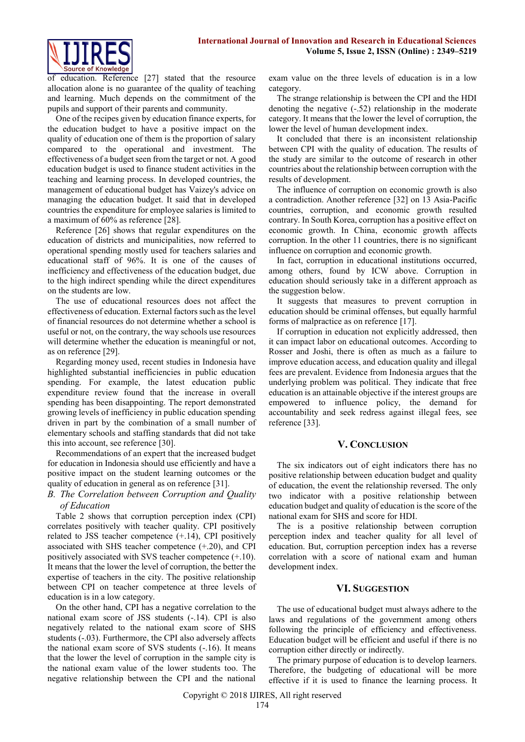of education. Reference [27] stated that the resource allocation alone is no guarantee of the quality of teaching and learning. Much depends on the commitment of the pupils and support of their parents and community.

One of the recipes given by education finance experts, for the education budget to have a positive impact on the quality of education one of them is the proportion of salary compared to the operational and investment. The effectiveness of a budget seen from the target or not. A good education budget is used to finance student activities in the teaching and learning process. In developed countries, the management of educational budget has Vaizey's advice on managing the education budget. It said that in developed countries the expenditure for employee salaries is limited to a maximum of 60% as reference [28].

Reference [26] shows that regular expenditures on the education of districts and municipalities, now referred to operational spending mostly used for teachers salaries and educational staff of 96%. It is one of the causes of inefficiency and effectiveness of the education budget, due to the high indirect spending while the direct expenditures on the students are low.

The use of educational resources does not affect the effectiveness of education. External factors such as the level of financial resources do not determine whether a school is useful or not, on the contrary, the way schools use resources will determine whether the education is meaningful or not, as on reference [29].

Regarding money used, recent studies in Indonesia have highlighted substantial inefficiencies in public education spending. For example, the latest education public expenditure review found that the increase in overall spending has been disappointing. The report demonstrated growing levels of inefficiency in public education spending driven in part by the combination of a small number of elementary schools and staffing standards that did not take this into account, see reference [30].

Recommendations of an expert that the increased budget for education in Indonesia should use efficiently and have a positive impact on the student learning outcomes or the quality of education in general as on reference [31].

### *B. The Correlation between Corruption and Quality of Education*

Table 2 shows that corruption perception index (CPI) correlates positively with teacher quality. CPI positively related to JSS teacher competence (+.14), CPI positively associated with SHS teacher competence (+.20), and CPI positively associated with SVS teacher competence (+.10). It means that the lower the level of corruption, the better the expertise of teachers in the city. The positive relationship between CPI on teacher competence at three levels of education is in a low category.

On the other hand, CPI has a negative correlation to the national exam score of JSS students (-.14). CPI is also negatively related to the national exam score of SHS students (-.03). Furthermore, the CPI also adversely affects the national exam score of SVS students (-.16). It means that the lower the level of corruption in the sample city is the national exam value of the lower students too. The negative relationship between the CPI and the national exam value on the three levels of education is in a low category.

The strange relationship is between the CPI and the HDI denoting the negative (-.52) relationship in the moderate category. It means that the lower the level of corruption, the lower the level of human development index.

It concluded that there is an inconsistent relationship between CPI with the quality of education. The results of the study are similar to the outcome of research in other countries about the relationship between corruption with the results of development.

The influence of corruption on economic growth is also a contradiction. Another reference [32] on 13 Asia-Pacific countries, corruption, and economic growth resulted contrary. In South Korea, corruption has a positive effect on economic growth. In China, economic growth affects corruption. In the other 11 countries, there is no significant influence on corruption and economic growth.

In fact, corruption in educational institutions occurred, among others, found by ICW above. Corruption in education should seriously take in a different approach as the suggestion below.

It suggests that measures to prevent corruption in education should be criminal offenses, but equally harmful forms of malpractice as on reference [17].

If corruption in education not explicitly addressed, then it can impact labor on educational outcomes. According to Rosser and Joshi, there is often as much as a failure to improve education access, and education quality and illegal fees are prevalent. Evidence from Indonesia argues that the underlying problem was political. They indicate that free education is an attainable objective if the interest groups are empowered to influence policy, the demand for accountability and seek redress against illegal fees, see reference [33].

## V. Conclusion

The six indicators out of eight indicators there has no positive relationship between education budget and quality of education, the event the relationship reversed. The only two indicator with a positive relationship between education budget and quality of education is the score of the national exam for SHS and score for HDI.

The is a positive relationship between corruption perception index and teacher quality for all level of education. But, corruption perception index has a reverse correlation with a score of national exam and human development index.

## VI. Suggestion

The use of educational budget must always adhere to the laws and regulations of the government among others following the principle of efficiency and effectiveness. Education budget will be efficient and useful if there is no corruption either directly or indirectly.

The primary purpose of education is to develop learners. Therefore, the budgeting of educational will be more effective if it is used to finance the learning process. It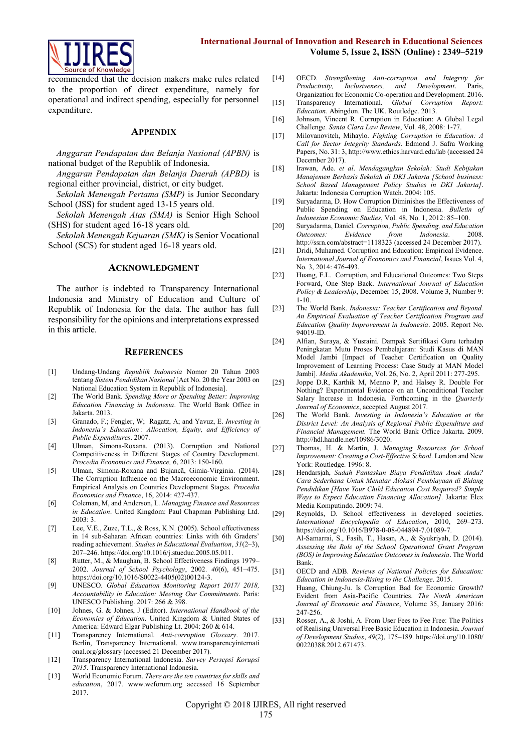recommended that the decision makers make rules related to the proportion of direct expenditure, namely for operational and indirect spending, especially for personnel expenditure.

## Appendix

*Anggaran Pendapatan dan Belanja Nasional (APBN)* is national budget of the Republik of Indonesia.

*Anggaran Pendapatan dan Belanja Daerah (APBD)* is regional either provincial, district, or city budget.

*Sekolah Menengah Pertama (SMP)* is Junior Secondary School (JSS) for student aged 13-15 years old.

*Sekolah Menengah Atas (SMA)* is Senior High School (SHS) for student aged 16-18 years old.

*Sekolah Menengah Kejuaran (SMK)* is Senior Vocational School (SCS) for student aged 16-18 years old.

## Acknowledgment

The author is indebted to Transparency International Indonesia and Ministry of Education and Culture of Republik of Indonesia for the data. The author has full responsibility for the opinions and interpretations expressed in this article.

## References

[1] Undang-Undang *Republik Indonesia* Nomor 20 Tahun 2003 tentang *Sistem Pendidikan Nasional* [Act No. 20 the Year 2003 on National Education System in Republik of Indonesia].

[2] The World Bank. *Spending More or Spending Better: Improving Education Financing in Indonesia*. The World Bank Office in Jakarta. 2013.

[3] Granado, F.; Fengler, W; Ragatz, A; and Yavuz, E. *Investing in Indonesia's Education : Allocation, Equity, and Efficiency of Public Expenditures*. 2007.

[4] Ulman, Simona-Roxana. (2013). Corruption and National Competitiveness in Different Stages of Country Development. *Procedia Economics and Finance,* 6, 2013: 150-160.

[5] Ulman, Simona-Roxana and Bujancă, Gimia-Virginia. (2014). The Corruption Influence on the Macroeconomic Environment. Empirical Analysis on Countries Development Stages. *Procedia Economics and Finance*, 16, 2014: 427-437.

[6] Coleman, M, and Anderson, L. *Managing Finance and Resources in Education*. United Kingdom: Paul Chapman Publishing Ltd. 2003: 3.

[7] Lee, V.E., Zuze, T.L., & Ross, K.N. (2005). School effectiveness in 14 sub-Saharan African countries: Links with 6th Graders' reading achievement. *Studies in Educational Evaluation*, *31*(2–3), 207–246. https://doi.org/10.1016/j.stueduc.2005.05.011.

[8] Rutter, M., & Maughan, B. School Effectiveness Findings 1979–2002. *Journal of School Psychology*, 2002. *40*(6), 451–475. https://doi.org/10.1016/S0022-4405(02)00124-3.

[9] UNESCO. *Global Education Monitoring Report 2017/ 2018, Accountability in Education: Meeting Our Commitments*. Paris: UNESCO Publishing. 2017: 266 & 398.

[10] Johnes, G. & Johnes, J (Editor). *International Handbook of the Economics of Education*. United Kingdom & United States of America: Edward Elgar Publishing Lt. 2004: 260 & 614.

[11] Transparency International. *Anti-corruption Glossary*. 2017. Berlin, Transparency International. www.transparencyinternational.org/glossary (accessed 21 December 2017).

[12] Transparency International Indonesia. *Survey Persepsi Korupsi 2015*. Transparency International Indonesia.

[13] World Economic Forum. *There are the ten countries for skills and education*, 2017. www.weforum.org accessed 16 September 2017.

[14] OECD. *Strengthening Anti-corruption and Integrity for Productivity, Inclusiveness, and Development*. Paris, Organization for Economic Co-operation and Development. 2016.

[15] Transparency International. *Global Corruption Report: Education*. Abingdon. The UK. Routledge. 2013.

[16] Johnson, Vincent R. Corruption in Education: A Global Legal Challenge. *Santa Clara Law Review*, Vol. 48, 2008: 1-77.

[17] Milovanovitch, Mihaylo. *Fighting Corruption in Education: A Call for Sector Integrity Standards*. Edmond J. Safra Working Papers, No. 31: 3, http://www.ethics.harvard.edu/lab (accessed 24 December 2017).

[18] Irawan, Ade. *et al*. *Mendagangkan Sekolah: Studi Kebijakan Manajemen Berbasis Sekolah di DKI Jakarta [School business: School Based Management Policy Studies in DKI Jakarta]*. Jakarta: Indonesia Corruption Watch. 2004: 105.

[19] Suryadarma, D. How Corruption Diminishes the Effectiveness of Public Spending on Education in Indonesia. *Bulletin of Indonesian Economic Studies*, Vol. 48, No. 1, 2012: 85–100.

[20] Suryadarma, Daniel. *Corruption, Public Spending, and Education Outcomes: Evidence from Indonesia*. 2008. http://ssrn.com/abstract=1118323 (accessed 24 December 2017).

[21] Dridi, Muhamed. Corruption and Education: Empirical Evidence. *International Journal of Economics and Financial*, Issues Vol. 4, No. 3, 2014: 476-493.

[22] Huang, F.L. Corruption, and Educational Outcomes: Two Steps Forward, One Step Back. *International Journal of Education Policy & Leadership*, December 15, 2008. Volume 3, Number 9: 1-10.

[23] The World Bank. *Indonesia: Teacher Certification and Beyond. An Empirical Evaluation of Teacher Certification Program and Education Quality Improvement in Indonesia*. 2005. Report No. 94019-ID.

[24] Alfian, Suraya, & Yusraini. Dampak Sertifikasi Guru terhadap Peningkatan Mutu Proses Pembelajaran: Studi Kasus di MAN Model Jambi [Impact of Teacher Certification on Quality Improvement of Learning Process: Case Study at MAN Model Jambi]. *Media Akademika*, Vol. 26, No. 2, April 2011: 277-295.

[25] Joppe D.R, Karthik M, Menno P, and Halsey R. Double For Nothing? Experimental Evidence on an Unconditional Teacher Salary Increase in Indonesia. Forthcoming in the *Quarterly Journal of Economics*, accepted August 2017.

[26] The World Bank. *Investing in Indonesia's Education at the District Level: An Analysis of Regional Public Expenditure and Financial Management.* The World Bank Office Jakarta. 2009. http://hdl.handle.net/10986/3020.

[27] Thomas, H. & Martin, J. *Managing Resources for School Improvement: Creating a Cost-Effective School*. London and New York: Routledge. 1996: 8.

[28] Hendarsjah, *Sudah Pantaskan Biaya Pendidikan Anak Anda? Cara Sederhana Untuk Menalar Alokasi Pembiayaan di Bidang Pendidikan [Have Your Child Education Cost Required? Simple Ways to Expect Education Financing Allocation]*. Jakarta: Elex Media Komputindo. 2009: 74.

[29] Reynolds, D. School effectiveness in developed societies. *International Encyclopedia of Education*, 2010, 269–273. https://doi.org/10.1016/B978-0-08-044894-7.01089-7.

[30] Al-Samarrai, S., Fasih, T., Hasan, A., & Syukriyah, D. (2014). *Assessing the Role of the School Operational Grant Program (BOS) in Improving Education Outcomes in Indonesia*. The World Bank.

[31] OECD and ADB. *Reviews of National Policies for Education: Education in Indonesia-Rising to the Challenge*. 2015.

[32] Huang, Chiung-Ju. Is Corruption Bad for Economic Growth? Evident from Asia-Pacific Countries. *The North American Journal of Economic and Finance*, Volume 35, January 2016: 247-256.

[33] Rosser, A., & Joshi, A. From User Fees to Fee Free: The Politics of Realising Universal Free Basic Education in Indonesia. *Journal of Development Studies*, *49*(2), 175–189. https://doi.org/10.1080/00220388.2012.671473.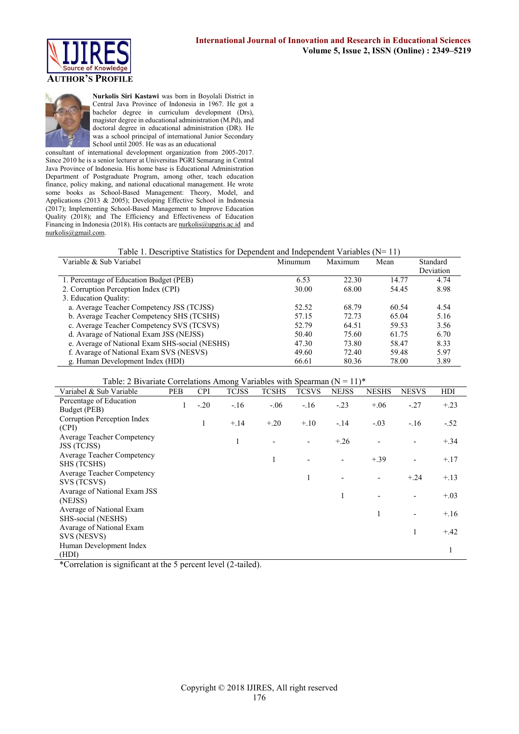## Author's Profile

**Nurkolis Siri Kastawi** was born in Boyolali District in Central Java Province of Indonesia in 1967. He got a bachelor degree in curriculum development (Drs), magister degree in educational administration (M.Pd), and doctoral degree in educational administration (DR). He was a school principal of international Junior Secondary School until 2005. He was as an educational consultant of international development organization from 2005-2017. Since 2010 he is a senior lecturer at Universitas PGRI Semarang in Central Java Province of Indonesia. His home base is Educational Administration Department of Postgraduate Program, among other, teach education finance, policy making, and national educational management. He wrote some books as School-Based Management: Theory, Model, and Applications (2013 & 2005); Developing Effective School in Indonesia (2017); Implementing School-Based Management to Improve Education Quality (2018); and The Efficiency and Effectiveness of Education Financing in Indonesia (2018). His contacts are nurkolis@upgris.ac.id and nurkolis@gmail.com.

Table 1. Descriptive Statistics for Dependent and Independent Variables (N= 11)

| Variable & Sub Variabel | Minumum | Maximum | Mean | Standard Deviation |
|---|---|---|---|---|
| 1. Percentage of Education Budget (PEB) | 6.53 | 22.30 | 14.77 | 4.74 |
| 2. Corruption Perception Index (CPI) | 30.00 | 68.00 | 54.45 | 8.98 |
| 3. Education Quality: | | | | |
| a. Average Teacher Competency JSS (TCJSS) | 52.52 | 68.79 | 60.54 | 4.54 |
| b. Average Teacher Competency SHS (TCSHS) | 57.15 | 72.73 | 65.04 | 5.16 |
| c. Average Teacher Competency SVS (TCSVS) | 52.79 | 64.51 | 59.53 | 3.56 |
| d. Avarage of National Exam JSS (NEJSS) | 50.40 | 75.60 | 61.75 | 6.70 |
| e. Average of National Exam SHS-social (NESHS) | 47.30 | 73.80 | 58.47 | 8.33 |
| f. Avarage of National Exam SVS (NESVS) | 49.60 | 72.40 | 59.48 | 5.97 |
| g. Human Development Index (HDI) | 66.61 | 80.36 | 78.00 | 3.89 |

Table: 2 Bivariate Correlations Among Variables with Spearman (N = 11)*

| Variabel & Sub Variable | PEB | CPI | TCJSS | TCSHS | TCSVS | NEJSS | NESHS | NESVS | HDI |
|---|---|---|---|---|---|---|---|---|---|
| Percentage of Education Budget (PEB) | 1 | -.20 | -.16 | -.06 | -.16 | -.23 | +.06 | -.27 | +.23 |
| Corruption Perception Index (CPI) | | 1 | +.14 | +.20 | +.10 | -.14 | -.03 | -.16 | -.52 |
| Average Teacher Competency JSS (TCJSS) | | | 1 | - | - | +.26 | - | - | +.34 |
| Average Teacher Competency SHS (TCSHS) | | | | 1 | - | - | +.39 | - | +.17 |
| Average Teacher Competency SVS (TCSVS) | | | | | 1 | - | - | +.24 | +.13 |
| Avarage of National Exam JSS (NEJSS) | | | | | | 1 | - | - | +.03 |
| Average of National Exam SHS-social (NESHS) | | | | | | | 1 | - | +.16 |
| Avarage of National Exam SVS (NESVS) | | | | | | | | 1 | +.42 |
| Human Development Index (HDI) | | | | | | | | | 1 |

*Correlation is significant at the 5 percent level (2-tailed).